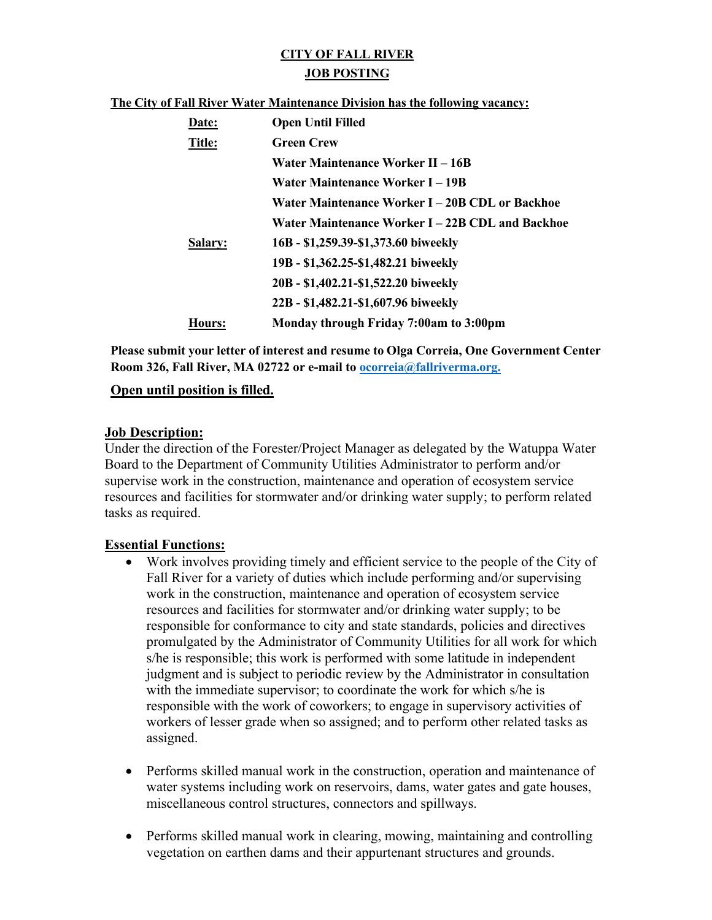# CITY OF FALL RIVER

# JOB POSTING

**The City of Fall River Water Maintenance Division has the following vacancy:**

| | |
|---|---|
| **Date:** | **Open Until Filled** |
| **Title:** | **Green Crew** |
| | **Water Maintenance Worker II – 16B** |
| | **Water Maintenance Worker I – 19B** |
| | **Water Maintenance Worker I – 20B CDL or Backhoe** |
| | **Water Maintenance Worker I – 22B CDL and Backhoe** |
| **Salary:** | **16B - $1,259.39-$1,373.60 biweekly** |
| | **19B - $1,362.25-$1,482.21 biweekly** |
| | **20B - $1,402.21-$1,522.20 biweekly** |
| | **22B - $1,482.21-$1,607.96 biweekly** |
| **Hours:** | **Monday through Friday 7:00am to 3:00pm** |

**Please submit your letter of interest and resume to Olga Correia, One Government Center Room 326, Fall River, MA 02722 or e-mail to ocorreia@fallriverma.org.**

**Open until position is filled.**

## Job Description:

Under the direction of the Forester/Project Manager as delegated by the Watuppa Water Board to the Department of Community Utilities Administrator to perform and/or supervise work in the construction, maintenance and operation of ecosystem service resources and facilities for stormwater and/or drinking water supply; to perform related tasks as required.

## Essential Functions:

- Work involves providing timely and efficient service to the people of the City of Fall River for a variety of duties which include performing and/or supervising work in the construction, maintenance and operation of ecosystem service resources and facilities for stormwater and/or drinking water supply; to be responsible for conformance to city and state standards, policies and directives promulgated by the Administrator of Community Utilities for all work for which s/he is responsible; this work is performed with some latitude in independent judgment and is subject to periodic review by the Administrator in consultation with the immediate supervisor; to coordinate the work for which s/he is responsible with the work of coworkers; to engage in supervisory activities of workers of lesser grade when so assigned; and to perform other related tasks as assigned.

- Performs skilled manual work in the construction, operation and maintenance of water systems including work on reservoirs, dams, water gates and gate houses, miscellaneous control structures, connectors and spillways.

- Performs skilled manual work in clearing, mowing, maintaining and controlling vegetation on earthen dams and their appurtenant structures and grounds.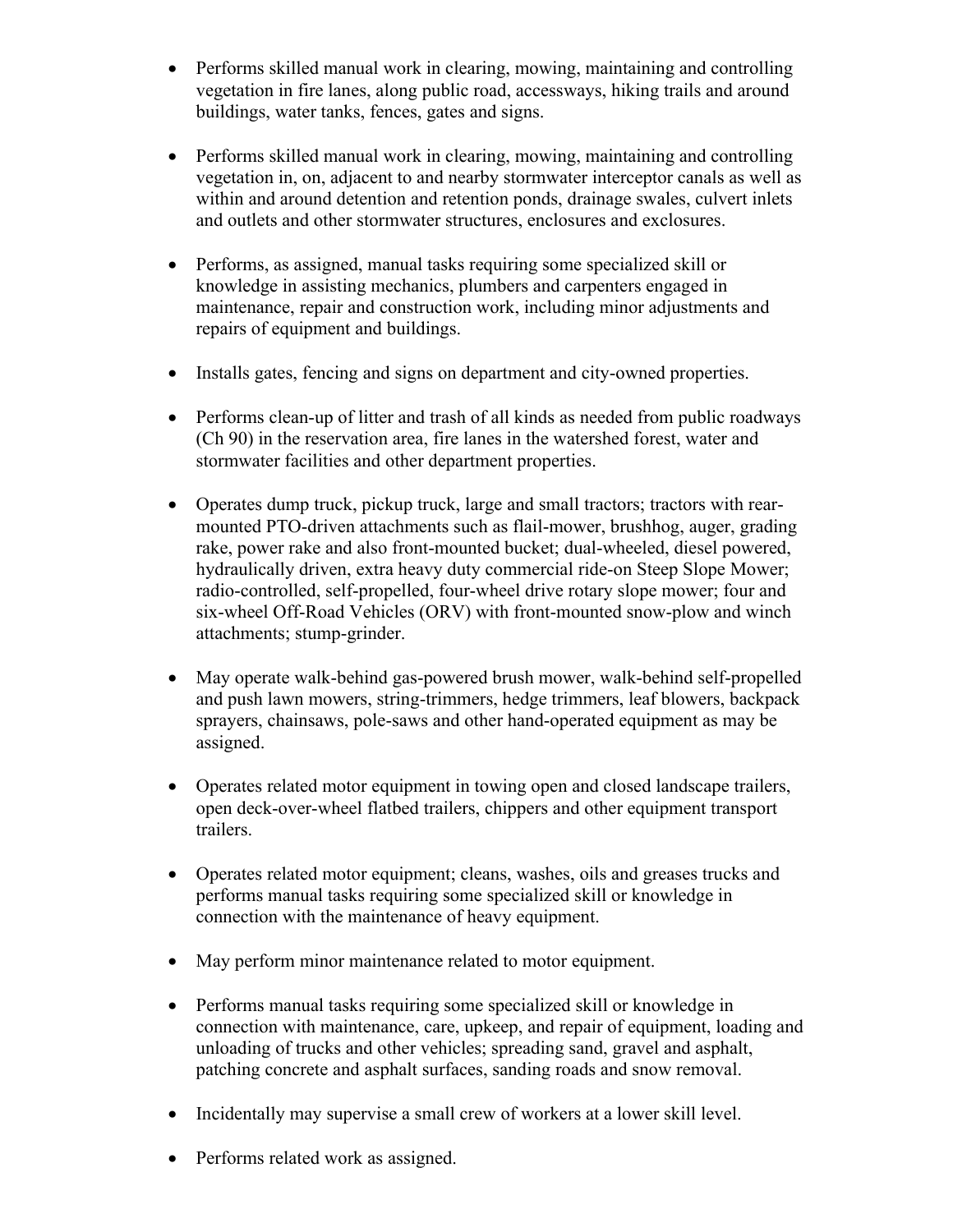- Performs skilled manual work in clearing, mowing, maintaining and controlling vegetation in fire lanes, along public road, accessways, hiking trails and around buildings, water tanks, fences, gates and signs.

- Performs skilled manual work in clearing, mowing, maintaining and controlling vegetation in, on, adjacent to and nearby stormwater interceptor canals as well as within and around detention and retention ponds, drainage swales, culvert inlets and outlets and other stormwater structures, enclosures and exclosures.

- Performs, as assigned, manual tasks requiring some specialized skill or knowledge in assisting mechanics, plumbers and carpenters engaged in maintenance, repair and construction work, including minor adjustments and repairs of equipment and buildings.

- Installs gates, fencing and signs on department and city-owned properties.

- Performs clean-up of litter and trash of all kinds as needed from public roadways (Ch 90) in the reservation area, fire lanes in the watershed forest, water and stormwater facilities and other department properties.

- Operates dump truck, pickup truck, large and small tractors; tractors with rear-mounted PTO-driven attachments such as flail-mower, brushhog, auger, grading rake, power rake and also front-mounted bucket; dual-wheeled, diesel powered, hydraulically driven, extra heavy duty commercial ride-on Steep Slope Mower; radio-controlled, self-propelled, four-wheel drive rotary slope mower; four and six-wheel Off-Road Vehicles (ORV) with front-mounted snow-plow and winch attachments; stump-grinder.

- May operate walk-behind gas-powered brush mower, walk-behind self-propelled and push lawn mowers, string-trimmers, hedge trimmers, leaf blowers, backpack sprayers, chainsaws, pole-saws and other hand-operated equipment as may be assigned.

- Operates related motor equipment in towing open and closed landscape trailers, open deck-over-wheel flatbed trailers, chippers and other equipment transport trailers.

- Operates related motor equipment; cleans, washes, oils and greases trucks and performs manual tasks requiring some specialized skill or knowledge in connection with the maintenance of heavy equipment.

- May perform minor maintenance related to motor equipment.

- Performs manual tasks requiring some specialized skill or knowledge in connection with maintenance, care, upkeep, and repair of equipment, loading and unloading of trucks and other vehicles; spreading sand, gravel and asphalt, patching concrete and asphalt surfaces, sanding roads and snow removal.

- Incidentally may supervise a small crew of workers at a lower skill level.

- Performs related work as assigned.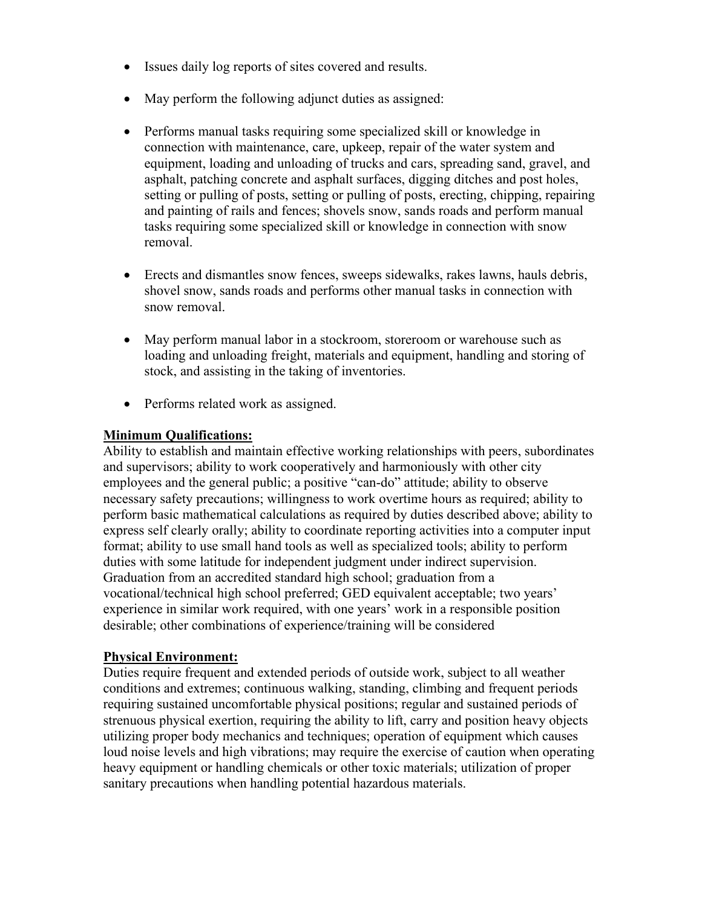- Issues daily log reports of sites covered and results.
- May perform the following adjunct duties as assigned:
- Performs manual tasks requiring some specialized skill or knowledge in connection with maintenance, care, upkeep, repair of the water system and equipment, loading and unloading of trucks and cars, spreading sand, gravel, and asphalt, patching concrete and asphalt surfaces, digging ditches and post holes, setting or pulling of posts, setting or pulling of posts, erecting, chipping, repairing and painting of rails and fences; shovels snow, sands roads and perform manual tasks requiring some specialized skill or knowledge in connection with snow removal.
- Erects and dismantles snow fences, sweeps sidewalks, rakes lawns, hauls debris, shovel snow, sands roads and performs other manual tasks in connection with snow removal.
- May perform manual labor in a stockroom, storeroom or warehouse such as loading and unloading freight, materials and equipment, handling and storing of stock, and assisting in the taking of inventories.
- Performs related work as assigned.

**Minimum Qualifications:**

Ability to establish and maintain effective working relationships with peers, subordinates and supervisors; ability to work cooperatively and harmoniously with other city employees and the general public; a positive "can-do" attitude; ability to observe necessary safety precautions; willingness to work overtime hours as required; ability to perform basic mathematical calculations as required by duties described above; ability to express self clearly orally; ability to coordinate reporting activities into a computer input format; ability to use small hand tools as well as specialized tools; ability to perform duties with some latitude for independent judgment under indirect supervision. Graduation from an accredited standard high school; graduation from a vocational/technical high school preferred; GED equivalent acceptable; two years' experience in similar work required, with one years' work in a responsible position desirable; other combinations of experience/training will be considered

**Physical Environment:**

Duties require frequent and extended periods of outside work, subject to all weather conditions and extremes; continuous walking, standing, climbing and frequent periods requiring sustained uncomfortable physical positions; regular and sustained periods of strenuous physical exertion, requiring the ability to lift, carry and position heavy objects utilizing proper body mechanics and techniques; operation of equipment which causes loud noise levels and high vibrations; may require the exercise of caution when operating heavy equipment or handling chemicals or other toxic materials; utilization of proper sanitary precautions when handling potential hazardous materials.